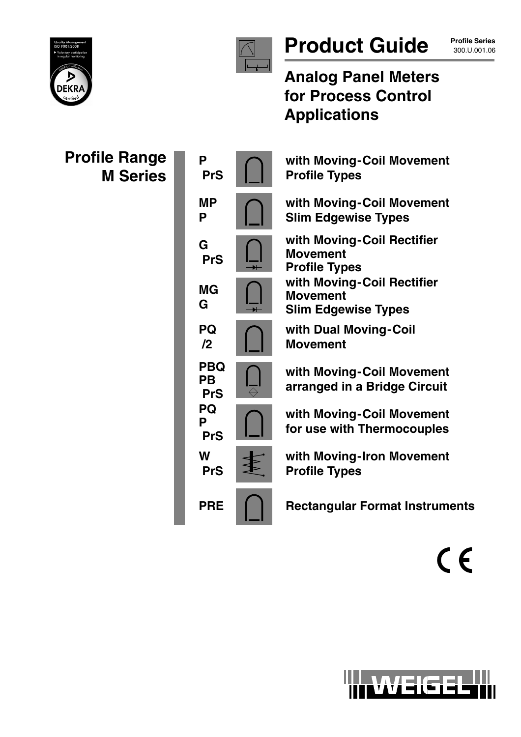Quality Management ISO 9001:2008
Voluntary participation in regular monitoring
DEKRA certified

# Product Guide

**Profile Series**
300.U.001.06

## Analog Panel Meters for Process Control Applications

## Profile Range M Series

| Type | Description |
|---|---|
| **P PrS** | **with Moving-Coil Movement Profile Types** |
| **MP P** | **with Moving-Coil Movement Slim Edgewise Types** |
| **G PrS** | **with Moving-Coil Rectifier Movement Profile Types** |
| **MG G** | **with Moving-Coil Rectifier Movement Slim Edgewise Types** |
| **PQ /2** | **with Dual Moving-Coil Movement** |
| **PBQ PB PrS** | **with Moving-Coil Movement arranged in a Bridge Circuit** |
| **PQ P PrS** | **with Moving-Coil Movement for use with Thermocouples** |
| **W PrS** | **with Moving-Iron Movement Profile Types** |
| **PRE** | **Rectangular Format Instruments** |

CE

WEIGEL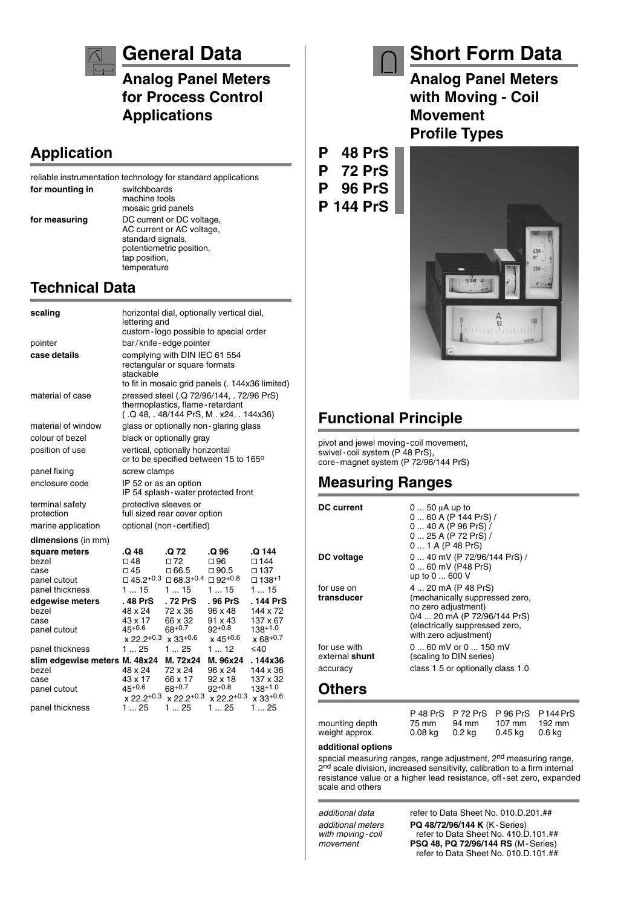# General Data

## Analog Panel Meters for Process Control Applications

## Application

reliable instrumentation technology for standard applications

| | |
|---|---|
| **for mounting in** | switchboards<br>machine tools<br>mosaic grid panels |
| **for measuring** | DC current or DC voltage,<br>AC current or AC voltage,<br>standard signals,<br>potentiometric position,<br>tap position,<br>temperature |

## Technical Data

| | |
|---|---|
| **scaling** | horizontal dial, optionally vertical dial, lettering and custom-logo possible to special order |
| pointer | bar/knife-edge pointer |
| **case details** | complying with DIN IEC 61 554<br>rectangular or square formats<br>stackable<br>to fit in mosaic grid panels (. 144x36 limited) |
| material of case | pressed steel (.Q 72/96/144, . 72/96 PrS)<br>thermoplastics, flame-retardant<br>( .Q 48, . 48/144 PrS, M . x24, . 144x36) |
| material of window | glass or optionally non-glaring glass |
| colour of bezel | black or optionally gray |
| position of use | vertical, optionally horizontal or to be specified between 15 to 165° |
| panel fixing | screw clamps |
| enclosure code | IP 52 or as an option<br>IP 54 splash-water protected front |
| terminal safety protection | protective sleeves or full sized rear cover option |
| marine application | optional (non-certified) |

**dimensions** (in mm)

| **square meters** | **.Q 48** | **.Q 72** | **.Q 96** | **.Q 144** |
|---|---|---|---|---|
| bezel | □ 48 | □ 72 | □ 96 | □ 144 |
| case | □ 45 | □ 66.5 | □ 90.5 | □ 137 |
| panel cutout | □ $45.2^{+0.3}$ | □ $68.3^{+0.4}$ | □ $92^{+0.8}$ | □ $138^{+1}$ |
| panel thickness | 1 ... 15 | 1 ... 15 | 1 ... 15 | 1 ... 15 |
| **edgewise meters** | **. 48 PrS** | **. 72 PrS** | **. 96 PrS** | **. 144 PrS** |
| bezel | 48 x 24 | 72 x 36 | 96 x 48 | 144 x 72 |
| case | 43 x 17 | 66 x 32 | 91 x 43 | 137 x 67 |
| panel cutout | $45^{+0.6}$ x $22.2^{+0.3}$ | $68^{+0.7}$ x $33^{+0.6}$ | $92^{+0.8}$ x $45^{+0.6}$ | $138^{+1.0}$ x $68^{+0.7}$ |
| panel thickness | 1 ... 25 | 1 ... 25 | 1 ... 12 | ≤40 |
| **slim edgewise meters** | **M. 48x24** | **M. 72x24** | **M. 96x24** | **. 144x36** |
| bezel | 48 x 24 | 72 x 24 | 96 x 24 | 144 x 36 |
| case | 43 x 17 | 66 x 17 | 92 x 18 | 137 x 32 |
| panel cutout | $45^{+0.6}$ x $22.2^{+0.3}$ | $68^{+0.7}$ x $22.2^{+0.3}$ | $92^{+0.8}$ x $22.2^{+0.3}$ | $138^{+1.0}$ x $33^{+0.6}$ |
| panel thickness | 1 ... 25 | 1 ... 25 | 1 ... 25 | 1 ... 25 |

# Short Form Data

## Analog Panel Meters with Moving - Coil Movement Profile Types

**P 48 PrS**
**P 72 PrS**
**P 96 PrS**
**P 144 PrS**

## Functional Principle

pivot and jewel moving-coil movement,
swivel-coil system (P 48 PrS),
core-magnet system (P 72/96/144 PrS)

## Measuring Ranges

| | |
|---|---|
| **DC current** | 0 ... 50 μA up to<br>0 ... 60 A (P 144 PrS) /<br>0 ... 40 A (P 96 PrS) /<br>0 ... 25 A (P 72 PrS) /<br>0 ... 1 A (P 48 PrS) |
| **DC voltage** | 0 ... 40 mV (P 72/96/144 PrS) /<br>0 ... 60 mV (P48 PrS)<br>up to 0 ... 600 V |
| for use on **transducer** | 4 ... 20 mA (P 48 PrS)<br>(mechanically suppressed zero, no zero adjustment)<br>0/4 ... 20 mA (P 72/96/144 PrS)<br>(electrically suppressed zero, with zero adjustment) |
| for use with external **shunt** | 0 ... 60 mV or 0 ... 150 mV<br>(scaling to DIN series) |
| accuracy | class 1.5 or optionally class 1.0 |

## Others

| | P 48 PrS | P 72 PrS | P 96 PrS | P 144 PrS |
|---|---|---|---|---|
| mounting depth | 75 mm | 94 mm | 107 mm | 192 mm |
| weight approx. | 0.08 kg | 0.2 kg | 0.45 kg | 0.6 kg |

**additional options**

special measuring ranges, range adjustment, 2nd measuring range, 2nd scale division, increased sensitivity, calibration to a firm internal resistance value or a higher lead resistance, off-set zero, expanded scale and others

| | |
|---|---|
| *additional data* | refer to Data Sheet No. 010.D.201.## |
| *additional meters with moving-coil movement* | **PQ 48/72/96/144 K** (K-Series)<br>refer to Data Sheet No. 410.D.101.##<br>**PSQ 48, PQ 72/96/144 RS** (M-Series)<br>refer to Data Sheet No. 010.D.101.## |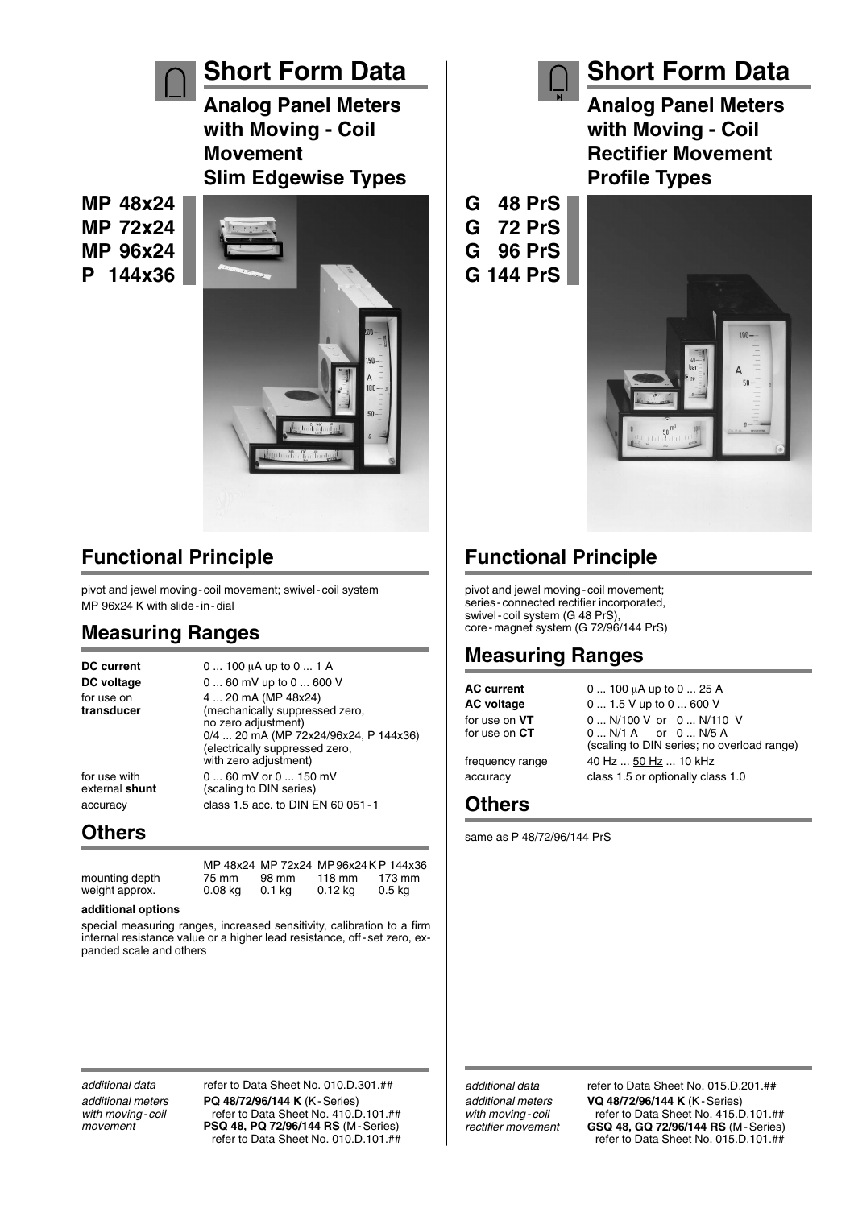# Short Form Data

## Analog Panel Meters with Moving - Coil Movement Slim Edgewise Types

**MP 48x24**
**MP 72x24**
**MP 96x24**
**P 144x36**

## Functional Principle

pivot and jewel moving - coil movement; swivel - coil system
MP 96x24 K with slide - in - dial

## Measuring Ranges

| | |
|---|---|
| **DC current** | 0 ... 100 µA up to 0 ... 1 A |
| **DC voltage** | 0 ... 60 mV up to 0 ... 600 V |
| for use on **transducer** | 4 ... 20 mA (MP 48x24) (mechanically suppressed zero, no zero adjustment) 0/4 ... 20 mA (MP 72x24/96x24, P 144x36) (electrically suppressed zero, with zero adjustment) |
| for use with external **shunt** | 0 ... 60 mV or 0 ... 150 mV (scaling to DIN series) |
| accuracy | class 1.5 acc. to DIN EN 60 051 - 1 |

## Others

| | MP 48x24 | MP 72x24 | MP 96x24 K | P 144x36 |
|---|---|---|---|---|
| mounting depth | 75 mm | 98 mm | 118 mm | 173 mm |
| weight approx. | 0.08 kg | 0.1 kg | 0.12 kg | 0.5 kg |

**additional options**

special measuring ranges, increased sensitivity, calibration to a firm internal resistance value or a higher lead resistance, off - set zero, expanded scale and others

*additional data* refer to Data Sheet No. 010.D.301.##

*additional meters with moving - coil movement* **PQ 48/72/96/144 K** (K - Series) refer to Data Sheet No. 410.D.101.## **PSQ 48, PQ 72/96/144 RS** (M - Series) refer to Data Sheet No. 010.D.101.##

# Short Form Data

## Analog Panel Meters with Moving - Coil Rectifier Movement Profile Types

**G 48 PrS**
**G 72 PrS**
**G 96 PrS**
**G 144 PrS**

## Functional Principle

pivot and jewel moving - coil movement;
series - connected rectifier incorporated,
swivel - coil system (G 48 PrS),
core - magnet system (G 72/96/144 PrS)

## Measuring Ranges

| | |
|---|---|
| **AC current** | 0 ... 100 µA up to 0 ... 25 A |
| **AC voltage** | 0 ... 1.5 V up to 0 ... 600 V |
| for use on **VT** | 0 ... N/100 V or 0 ... N/110 V |
| for use on **CT** | 0 ... N/1 A or 0 ... N/5 A (scaling to DIN series; no overload range) |
| frequency range | 40 Hz ... 50 Hz ... 10 kHz |
| accuracy | class 1.5 or optionally class 1.0 |

## Others

same as P 48/72/96/144 PrS

*additional data* refer to Data Sheet No. 015.D.201.##

*additional meters with moving - coil rectifier movement* **VQ 48/72/96/144 K** (K - Series) refer to Data Sheet No. 415.D.101.## **GSQ 48, GQ 72/96/144 RS** (M - Series) refer to Data Sheet No. 015.D.101.##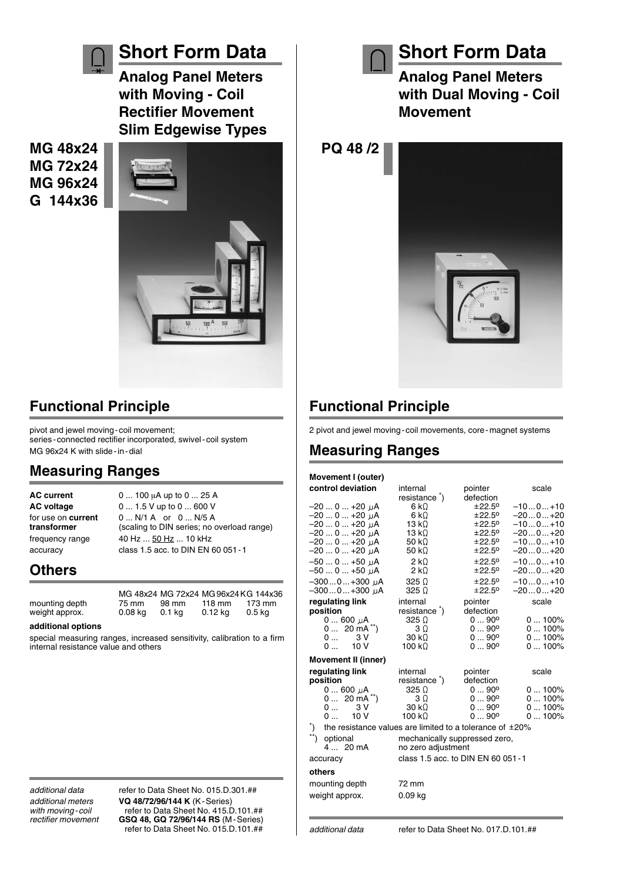# Short Form Data

## Analog Panel Meters with Moving - Coil Rectifier Movement Slim Edgewise Types

**MG 48x24**
**MG 72x24**
**MG 96x24**
**G 144x36**

## Functional Principle

pivot and jewel moving-coil movement;
series-connected rectifier incorporated, swivel-coil system
MG 96x24 K with slide-in-dial

## Measuring Ranges

| | |
|---|---|
| **AC current** | 0 ... 100 μA up to 0 ... 25 A |
| **AC voltage** | 0 ... 1.5 V up to 0 ... 600 V |
| for use on **current transformer** | 0 ... N/1 A or 0 ... N/5 A (scaling to DIN series; no overload range) |
| frequency range | 40 Hz ... 50 Hz ... 10 kHz |
| accuracy | class 1.5 acc. to DIN EN 60 051-1 |

## Others

| | MG 48x24 | MG 72x24 | MG 96x24 | KG 144x36 |
|---|---|---|---|---|
| mounting depth | 75 mm | 98 mm | 118 mm | 173 mm |
| weight approx. | 0.08 kg | 0.1 kg | 0.12 kg | 0.5 kg |

**additional options**

special measuring ranges, increased sensitivity, calibration to a firm internal resistance value and others

*additional data* refer to Data Sheet No. 015.D.301.##

*additional meters with moving-coil rectifier movement* **VQ 48/72/96/144 K** (K-Series) refer to Data Sheet No. 415.D.101.##
**GSQ 48, GQ 72/96/144 RS** (M-Series) refer to Data Sheet No. 015.D.101.##

# Short Form Data

## Analog Panel Meters with Dual Moving - Coil Movement

**PQ 48 /2**

## Functional Principle

2 pivot and jewel moving-coil movements, core-magnet systems

## Measuring Ranges

**Movement I (outer)**

| **control deviation** | internal resistance *) | pointer defection | scale |
|---|---|---|---|
| –20 ... 0 ... +20 μA | 6 kΩ | ±22.5° | –10 ... 0 ... +10 |
| –20 ... 0 ... +20 μA | 6 kΩ | ±22.5° | –20 ... 0 ... +20 |
| –20 ... 0 ... +20 μA | 13 kΩ | ±22.5° | –10 ... 0 ... +10 |
| –20 ... 0 ... +20 μA | 13 kΩ | ±22.5° | –20 ... 0 ... +20 |
| –20 ... 0 ... +20 μA | 50 kΩ | ±22.5° | –10 ... 0 ... +10 |
| –20 ... 0 ... +20 μA | 50 kΩ | ±22.5° | –20 ... 0 ... +20 |
| –50 ... 0 ... +50 μA | 2 kΩ | ±22.5° | –10 ... 0 ... +10 |
| –50 ... 0 ... +50 μA | 2 kΩ | ±22.5° | –20 ... 0 ... +20 |
| –300 ... 0 ... +300 μA | 325 Ω | ±22.5° | –10 ... 0 ... +10 |
| –300 ... 0 ... +300 μA | 325 Ω | ±22.5° | –20 ... 0 ... +20 |

| **regulating link position** | internal resistance *) | pointer defection | scale |
|---|---|---|---|
| 0 ... 600 μA | 325 Ω | 0 ... 90° | 0 ... 100% |
| 0 ... 20 mA **) | 3 Ω | 0 ... 90° | 0 ... 100% |
| 0 ... 3 V | 30 kΩ | 0 ... 90° | 0 ... 100% |
| 0 ... 10 V | 100 kΩ | 0 ... 90° | 0 ... 100% |

**Movement II (inner)**

| **regulating link position** | internal resistance *) | pointer defection | scale |
|---|---|---|---|
| 0 ... 600 μA | 325 Ω | 0 ... 90° | 0 ... 100% |
| 0 ... 20 mA **) | 3 Ω | 0 ... 90° | 0 ... 100% |
| 0 ... 3 V | 30 kΩ | 0 ... 90° | 0 ... 100% |
| 0 ... 10 V | 100 kΩ | 0 ... 90° | 0 ... 100% |

*) the resistance values are limited to a tolerance of ±20%

**) optional 4 ... 20 mA — mechanically suppressed zero, no zero adjustment

accuracy — class 1.5 acc. to DIN EN 60 051-1

**others**

mounting depth — 72 mm
weight approx. — 0.09 kg

*additional data* refer to Data Sheet No. 017.D.101.##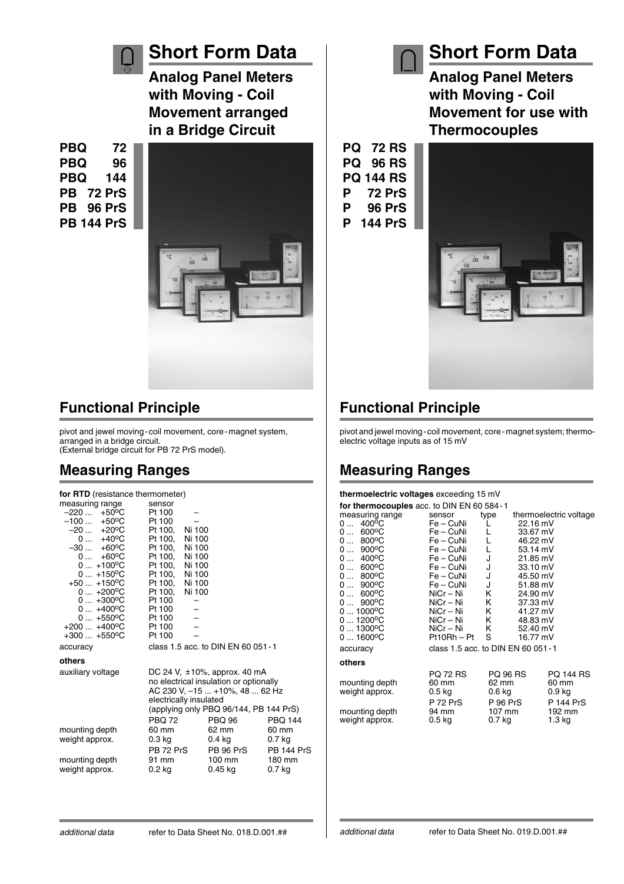# Short Form Data

## Analog Panel Meters with Moving - Coil Movement arranged in a Bridge Circuit

**PBQ 72**
**PBQ 96**
**PBQ 144**
**PB 72 PrS**
**PB 96 PrS**
**PB 144 PrS**

## Functional Principle

pivot and jewel moving - coil movement, core - magnet system, arranged in a bridge circuit.
(External bridge circuit for PB 72 PrS model).

## Measuring Ranges

**for RTD** (resistance thermometer)

| measuring range | sensor | |
|---|---|---|
| –220 ... +50°C | Pt 100 | – |
| –100 ... +50°C | Pt 100 | – |
| –20 ... +20°C | Pt 100, | Ni 100 |
| 0 ... +40°C | Pt 100, | Ni 100 |
| –30 ... +60°C | Pt 100, | Ni 100 |
| 0 ... +60°C | Pt 100, | Ni 100 |
| 0 ... +100°C | Pt 100, | Ni 100 |
| 0 ... +150°C | Pt 100, | Ni 100 |
| +50 ... +150°C | Pt 100, | Ni 100 |
| 0 ... +200°C | Pt 100, | Ni 100 |
| 0 ... +300°C | Pt 100 | – |
| 0 ... +400°C | Pt 100 | – |
| 0 ... +550°C | Pt 100 | – |
| +200 ... +400°C | Pt 100 | – |
| +300 ... +550°C | Pt 100 | – |

accuracy: class 1.5 acc. to DIN EN 60 051 - 1

**others**

auxiliary voltage: DC 24 V, ±10%, approx. 40 mA
no electrical insulation or optionally
AC 230 V, –15 ... +10%, 48 ... 62 Hz
electrically insulated
(applying only PBQ 96/144, PB 144 PrS)

| | PBQ 72 | PBQ 96 | PBQ 144 |
|---|---|---|---|
| mounting depth | 60 mm | 62 mm | 60 mm |
| weight approx. | 0.3 kg | 0.4 kg | 0.7 kg |
| | **PB 72 PrS** | **PB 96 PrS** | **PB 144 PrS** |
| mounting depth | 91 mm | 100 mm | 180 mm |
| weight approx. | 0.2 kg | 0.45 kg | 0.7 kg |

*additional data* refer to Data Sheet No. 018.D.001.##

# Short Form Data

## Analog Panel Meters with Moving - Coil Movement for use with Thermocouples

**PQ 72 RS**
**PQ 96 RS**
**PQ 144 RS**
**P 72 PrS**
**P 96 PrS**
**P 144 PrS**

## Functional Principle

pivot and jewel moving - coil movement, core - magnet system; thermo-electric voltage inputs as of 15 mV

## Measuring Ranges

**thermoelectric voltages** exceeding 15 mV

**for thermocouples** acc. to DIN EN 60 584 - 1

| measuring range | sensor | type | thermoelectric voltage |
|---|---|---|---|
| 0 ... 400°C | Fe – CuNi | L | 22.16 mV |
| 0 ... 600°C | Fe – CuNi | L | 33.67 mV |
| 0 ... 800°C | Fe – CuNi | L | 46.22 mV |
| 0 ... 900°C | Fe – CuNi | L | 53.14 mV |
| 0 ... 400°C | Fe – CuNi | J | 21.85 mV |
| 0 ... 600°C | Fe – CuNi | J | 33.10 mV |
| 0 ... 800°C | Fe – CuNi | J | 45.50 mV |
| 0 ... 900°C | Fe – CuNi | J | 51.88 mV |
| 0 ... 600°C | NiCr – Ni | K | 24.90 mV |
| 0 ... 900°C | NiCr – Ni | K | 37.33 mV |
| 0 ... 1000°C | NiCr – Ni | K | 41.27 mV |
| 0 ... 1200°C | NiCr – Ni | K | 48.83 mV |
| 0 ... 1300°C | NiCr – Ni | K | 52.40 mV |
| 0 ... 1600°C | Pt10Rh – Pt | S | 16.77 mV |

accuracy: class 1.5 acc. to DIN EN 60 051 - 1

**others**

| | PQ 72 RS | PQ 96 RS | PQ 144 RS |
|---|---|---|---|
| mounting depth | 60 mm | 62 mm | 60 mm |
| weight approx. | 0.5 kg | 0.6 kg | 0.9 kg |
| | **P 72 PrS** | **P 96 PrS** | **P 144 PrS** |
| mounting depth | 94 mm | 107 mm | 192 mm |
| weight approx. | 0.5 kg | 0.7 kg | 1.3 kg |

*additional data* refer to Data Sheet No. 019.D.001.##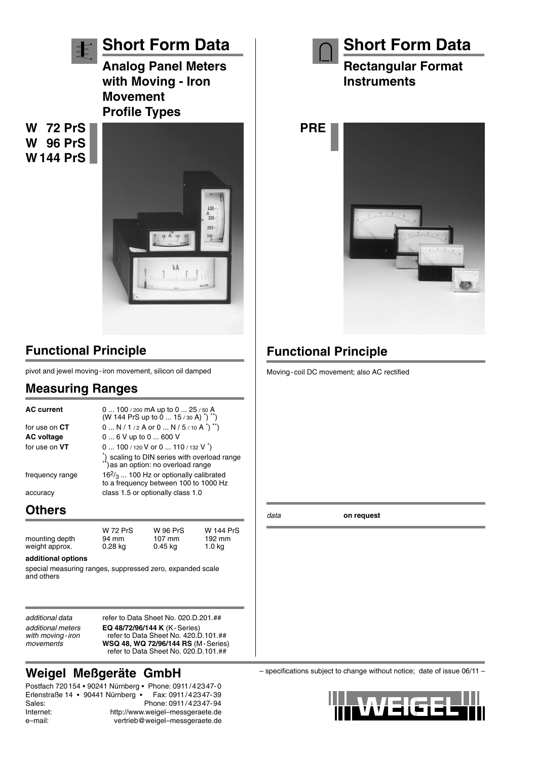# Short Form Data

## Analog Panel Meters with Moving - Iron Movement Profile Types

**W 72 PrS**
**W 96 PrS**
**W 144 PrS**

## Functional Principle

pivot and jewel moving - iron movement, silicon oil damped

## Measuring Ranges

| | |
|---|---|
| **AC current** | 0 ... 100 / 200 mA up to 0 ... 25 / 50 A (W 144 PrS up to 0 ... 15 / 30 A) *) **) |
| for use on **CT** | 0 ... N / 1 / 2 A or 0 ... N / 5 / 10 A *) **) |
| **AC voltage** | 0 ... 6 V up to 0 ... 600 V |
| for use on **VT** | 0 ... 100 / 120 V or 0 ... 110 / 132 V *) |
| | *) scaling to DIN series with overload range<br>**) as an option: no overload range |
| frequency range | $16^2/_3$ ... 100 Hz or optionally calibrated to a frequency between 100 to 1000 Hz |
| accuracy | class 1.5 or optionally class 1.0 |

## Others

| | W 72 PrS | W 96 PrS | W 144 PrS |
|---|---|---|---|
| mounting depth | 94 mm | 107 mm | 192 mm |
| weight approx. | 0.28 kg | 0.45 kg | 1.0 kg |

**additional options**

special measuring ranges, suppressed zero, expanded scale and others

| | |
|---|---|
| *additional data* | refer to Data Sheet No. 020.D.201.## |
| *additional meters with moving - iron movements* | **EQ 48/72/96/144 K** (K - Series) refer to Data Sheet No. 420.D.101.##<br>**WSQ 48, WQ 72/96/144 RS** (M - Series) refer to Data Sheet No. 020.D.101.## |

# Short Form Data

## Rectangular Format Instruments

**PRE**

## Functional Principle

Moving - coil DC movement; also AC rectified

| | |
|---|---|
| *data* | **on request** |

## Weigel Meßgeräte GmbH

Postfach 720 154 • 90241 Nürnberg • Phone: 0911 / 4 23 47 - 0
Erlenstraße 14 • 90441 Nürnberg • Fax: 0911 / 4 23 47 - 39
Sales: Phone: 0911 / 4 23 47 - 94
Internet: http://www.weigel–messgeraete.de
e–mail: vertrieb@weigel–messgeraete.de

– specifications subject to change without notice; date of issue 06/11 –

WEIGEL